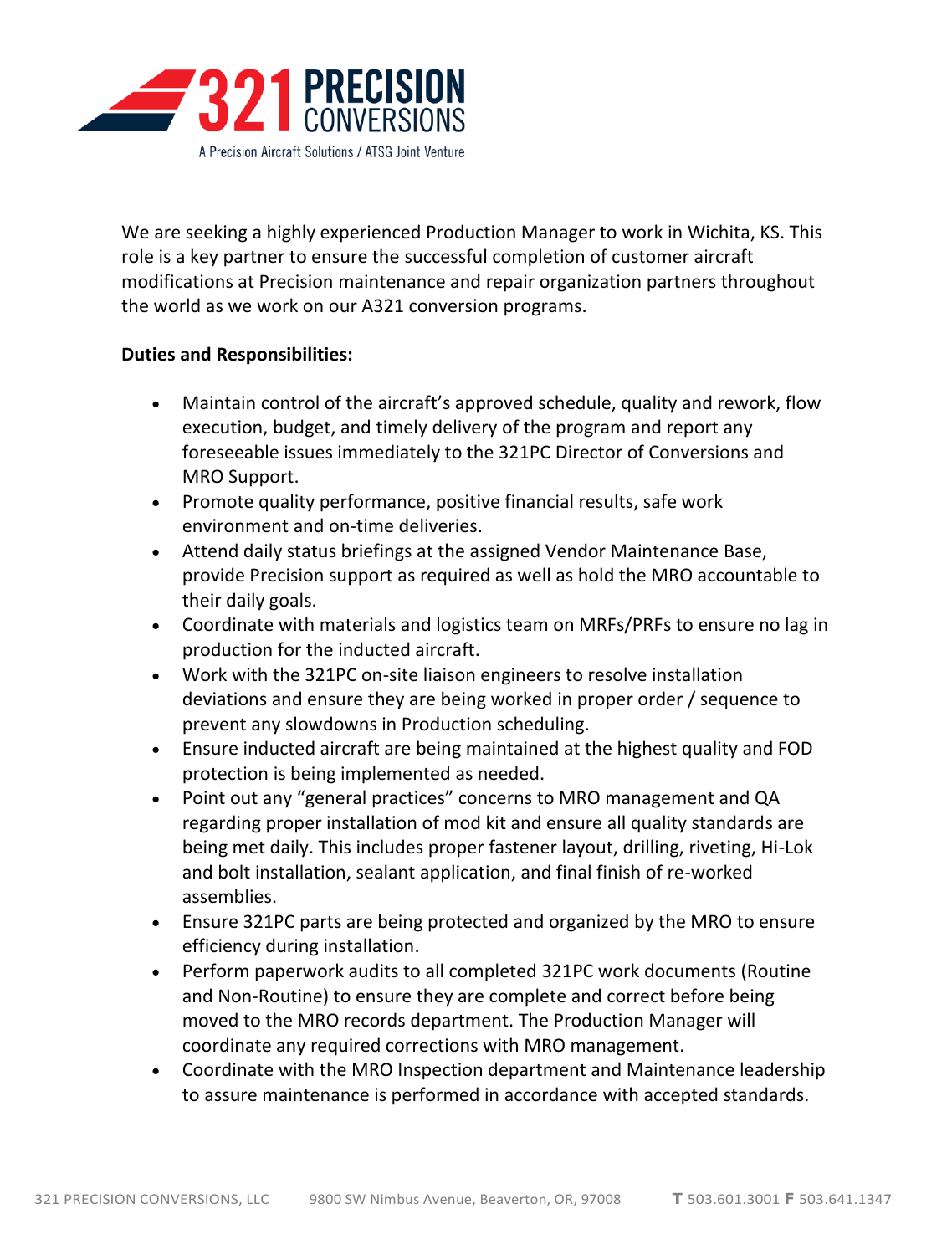321 PRECISION CONVERSIONS

A Precision Aircraft Solutions / ATSG Joint Venture

We are seeking a highly experienced Production Manager to work in Wichita, KS. This role is a key partner to ensure the successful completion of customer aircraft modifications at Precision maintenance and repair organization partners throughout the world as we work on our A321 conversion programs.

**Duties and Responsibilities:**

- Maintain control of the aircraft's approved schedule, quality and rework, flow execution, budget, and timely delivery of the program and report any foreseeable issues immediately to the 321PC Director of Conversions and MRO Support.
- Promote quality performance, positive financial results, safe work environment and on-time deliveries.
- Attend daily status briefings at the assigned Vendor Maintenance Base, provide Precision support as required as well as hold the MRO accountable to their daily goals.
- Coordinate with materials and logistics team on MRFs/PRFs to ensure no lag in production for the inducted aircraft.
- Work with the 321PC on-site liaison engineers to resolve installation deviations and ensure they are being worked in proper order / sequence to prevent any slowdowns in Production scheduling.
- Ensure inducted aircraft are being maintained at the highest quality and FOD protection is being implemented as needed.
- Point out any "general practices" concerns to MRO management and QA regarding proper installation of mod kit and ensure all quality standards are being met daily. This includes proper fastener layout, drilling, riveting, Hi-Lok and bolt installation, sealant application, and final finish of re-worked assemblies.
- Ensure 321PC parts are being protected and organized by the MRO to ensure efficiency during installation.
- Perform paperwork audits to all completed 321PC work documents (Routine and Non-Routine) to ensure they are complete and correct before being moved to the MRO records department. The Production Manager will coordinate any required corrections with MRO management.
- Coordinate with the MRO Inspection department and Maintenance leadership to assure maintenance is performed in accordance with accepted standards.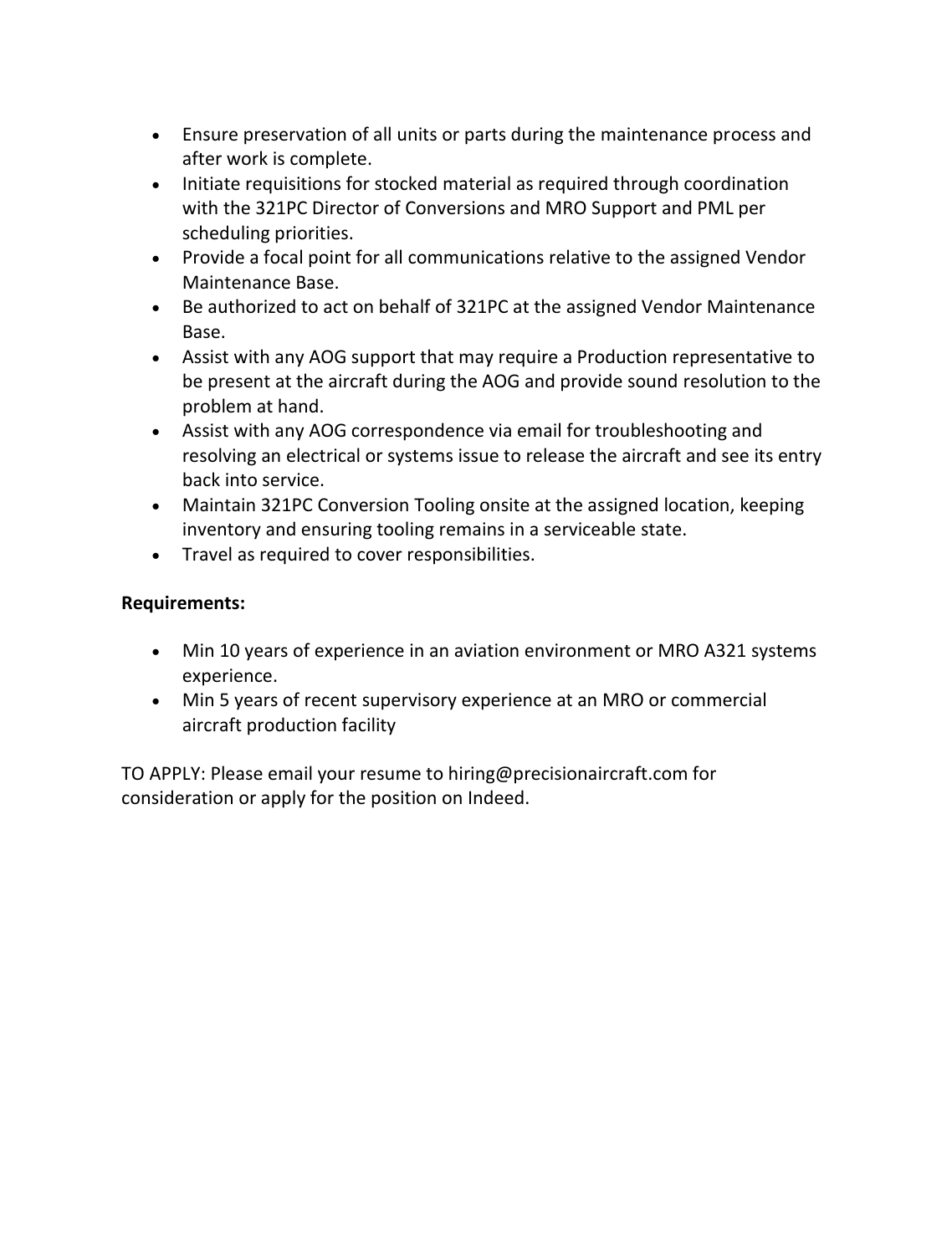- Ensure preservation of all units or parts during the maintenance process and after work is complete.
- Initiate requisitions for stocked material as required through coordination with the 321PC Director of Conversions and MRO Support and PML per scheduling priorities.
- Provide a focal point for all communications relative to the assigned Vendor Maintenance Base.
- Be authorized to act on behalf of 321PC at the assigned Vendor Maintenance Base.
- Assist with any AOG support that may require a Production representative to be present at the aircraft during the AOG and provide sound resolution to the problem at hand.
- Assist with any AOG correspondence via email for troubleshooting and resolving an electrical or systems issue to release the aircraft and see its entry back into service.
- Maintain 321PC Conversion Tooling onsite at the assigned location, keeping inventory and ensuring tooling remains in a serviceable state.
- Travel as required to cover responsibilities.

**Requirements:**

- Min 10 years of experience in an aviation environment or MRO A321 systems experience.
- Min 5 years of recent supervisory experience at an MRO or commercial aircraft production facility

TO APPLY: Please email your resume to hiring@precisionaircraft.com for consideration or apply for the position on Indeed.